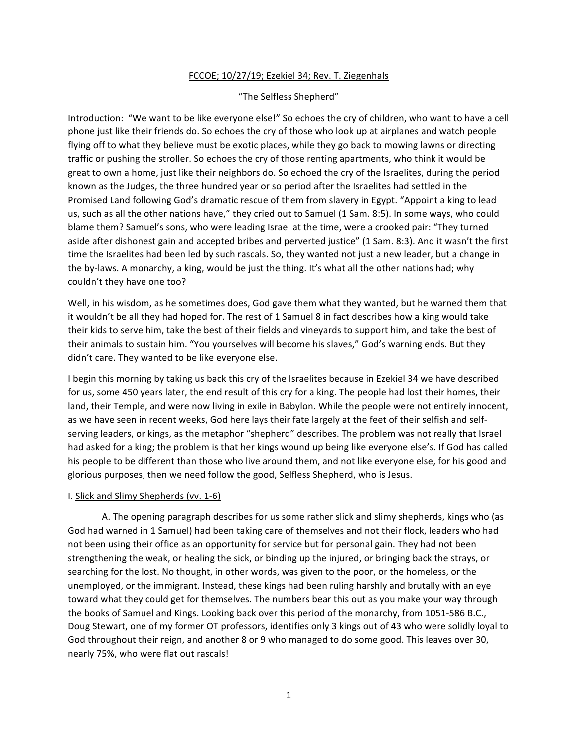FCCOE; 10/27/19; Ezekiel 34; Rev. T. Ziegenhals

"The Selfless Shepherd"

Introduction: "We want to be like everyone else!" So echoes the cry of children, who want to have a cell phone just like their friends do. So echoes the cry of those who look up at airplanes and watch people flying off to what they believe must be exotic places, while they go back to mowing lawns or directing traffic or pushing the stroller. So echoes the cry of those renting apartments, who think it would be great to own a home, just like their neighbors do. So echoed the cry of the Israelites, during the period known as the Judges, the three hundred year or so period after the Israelites had settled in the Promised Land following God's dramatic rescue of them from slavery in Egypt. "Appoint a king to lead us, such as all the other nations have," they cried out to Samuel (1 Sam. 8:5). In some ways, who could blame them? Samuel's sons, who were leading Israel at the time, were a crooked pair: "They turned aside after dishonest gain and accepted bribes and perverted justice" (1 Sam. 8:3). And it wasn't the first time the Israelites had been led by such rascals. So, they wanted not just a new leader, but a change in the by-laws. A monarchy, a king, would be just the thing. It's what all the other nations had; why couldn't they have one too?

Well, in his wisdom, as he sometimes does, God gave them what they wanted, but he warned them that it wouldn't be all they had hoped for. The rest of 1 Samuel 8 in fact describes how a king would take their kids to serve him, take the best of their fields and vineyards to support him, and take the best of their animals to sustain him. "You yourselves will become his slaves," God's warning ends. But they didn't care. They wanted to be like everyone else.

I begin this morning by taking us back this cry of the Israelites because in Ezekiel 34 we have described for us, some 450 years later, the end result of this cry for a king. The people had lost their homes, their land, their Temple, and were now living in exile in Babylon. While the people were not entirely innocent, as we have seen in recent weeks, God here lays their fate largely at the feet of their selfish and self-serving leaders, or kings, as the metaphor "shepherd" describes. The problem was not really that Israel had asked for a king; the problem is that her kings wound up being like everyone else's. If God has called his people to be different than those who live around them, and not like everyone else, for his good and glorious purposes, then we need follow the good, Selfless Shepherd, who is Jesus.

I. Slick and Slimy Shepherds (vv. 1-6)

A. The opening paragraph describes for us some rather slick and slimy shepherds, kings who (as God had warned in 1 Samuel) had been taking care of themselves and not their flock, leaders who had not been using their office as an opportunity for service but for personal gain. They had not been strengthening the weak, or healing the sick, or binding up the injured, or bringing back the strays, or searching for the lost. No thought, in other words, was given to the poor, or the homeless, or the unemployed, or the immigrant. Instead, these kings had been ruling harshly and brutally with an eye toward what they could get for themselves. The numbers bear this out as you make your way through the books of Samuel and Kings. Looking back over this period of the monarchy, from 1051-586 B.C., Doug Stewart, one of my former OT professors, identifies only 3 kings out of 43 who were solidly loyal to God throughout their reign, and another 8 or 9 who managed to do some good. This leaves over 30, nearly 75%, who were flat out rascals!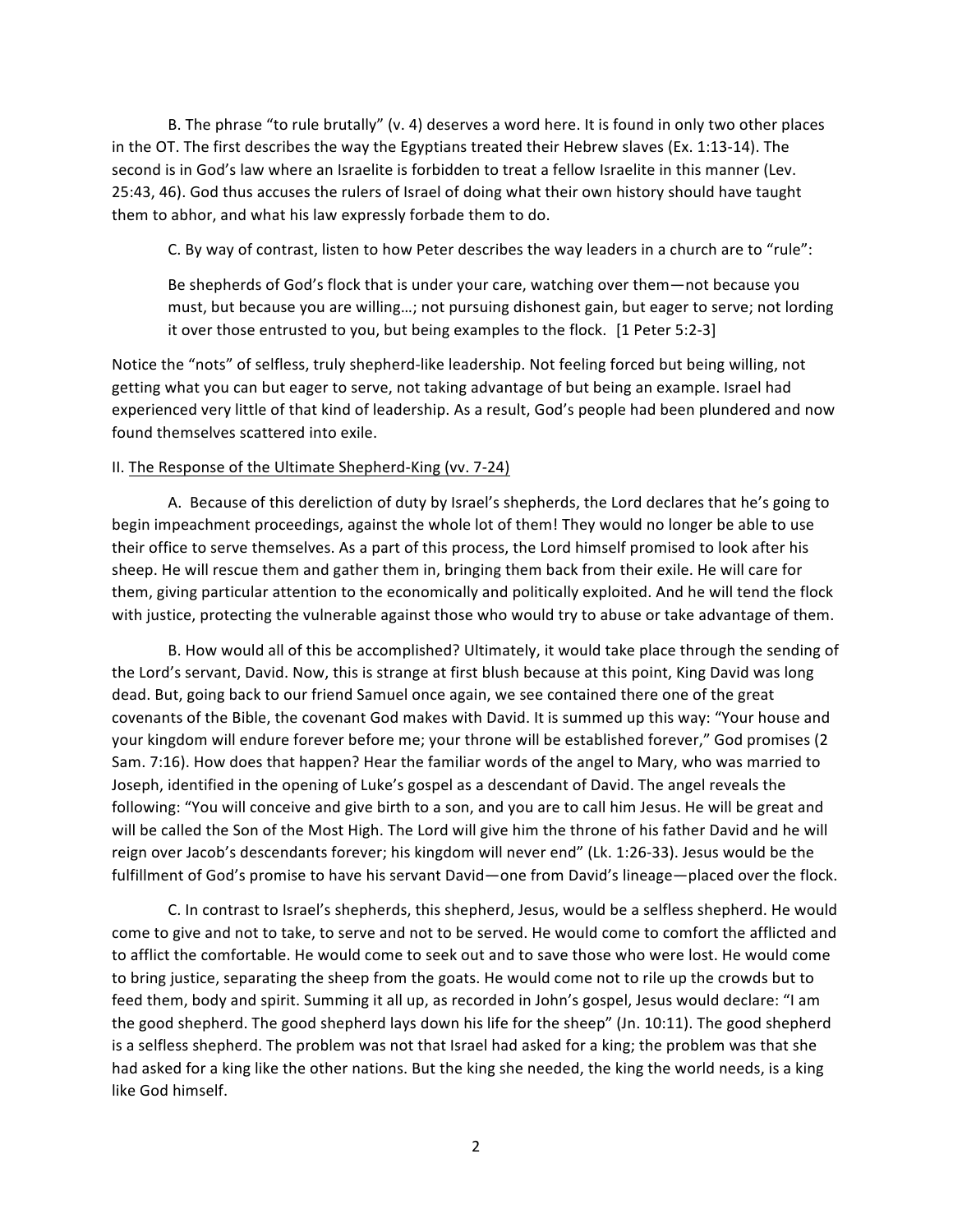B. The phrase "to rule brutally" (v. 4) deserves a word here. It is found in only two other places in the OT. The first describes the way the Egyptians treated their Hebrew slaves (Ex. 1:13-14). The second is in God's law where an Israelite is forbidden to treat a fellow Israelite in this manner (Lev. 25:43, 46). God thus accuses the rulers of Israel of doing what their own history should have taught them to abhor, and what his law expressly forbade them to do.

C. By way of contrast, listen to how Peter describes the way leaders in a church are to "rule":

> Be shepherds of God's flock that is under your care, watching over them—not because you must, but because you are willing…; not pursuing dishonest gain, but eager to serve; not lording it over those entrusted to you, but being examples to the flock. [1 Peter 5:2-3]

Notice the "nots" of selfless, truly shepherd-like leadership. Not feeling forced but being willing, not getting what you can but eager to serve, not taking advantage of but being an example. Israel had experienced very little of that kind of leadership. As a result, God's people had been plundered and now found themselves scattered into exile.

II. <u>The Response of the Ultimate Shepherd-King (vv. 7-24)</u>

A. Because of this dereliction of duty by Israel's shepherds, the Lord declares that he's going to begin impeachment proceedings, against the whole lot of them! They would no longer be able to use their office to serve themselves. As a part of this process, the Lord himself promised to look after his sheep. He will rescue them and gather them in, bringing them back from their exile. He will care for them, giving particular attention to the economically and politically exploited. And he will tend the flock with justice, protecting the vulnerable against those who would try to abuse or take advantage of them.

B. How would all of this be accomplished? Ultimately, it would take place through the sending of the Lord's servant, David. Now, this is strange at first blush because at this point, King David was long dead. But, going back to our friend Samuel once again, we see contained there one of the great covenants of the Bible, the covenant God makes with David. It is summed up this way: "Your house and your kingdom will endure forever before me; your throne will be established forever," God promises (2 Sam. 7:16). How does that happen? Hear the familiar words of the angel to Mary, who was married to Joseph, identified in the opening of Luke's gospel as a descendant of David. The angel reveals the following: "You will conceive and give birth to a son, and you are to call him Jesus. He will be great and will be called the Son of the Most High. The Lord will give him the throne of his father David and he will reign over Jacob's descendants forever; his kingdom will never end" (Lk. 1:26-33). Jesus would be the fulfillment of God's promise to have his servant David—one from David's lineage—placed over the flock.

C. In contrast to Israel's shepherds, this shepherd, Jesus, would be a selfless shepherd. He would come to give and not to take, to serve and not to be served. He would come to comfort the afflicted and to afflict the comfortable. He would come to seek out and to save those who were lost. He would come to bring justice, separating the sheep from the goats. He would come not to rile up the crowds but to feed them, body and spirit. Summing it all up, as recorded in John's gospel, Jesus would declare: "I am the good shepherd. The good shepherd lays down his life for the sheep" (Jn. 10:11). The good shepherd is a selfless shepherd. The problem was not that Israel had asked for a king; the problem was that she had asked for a king like the other nations. But the king she needed, the king the world needs, is a king like God himself.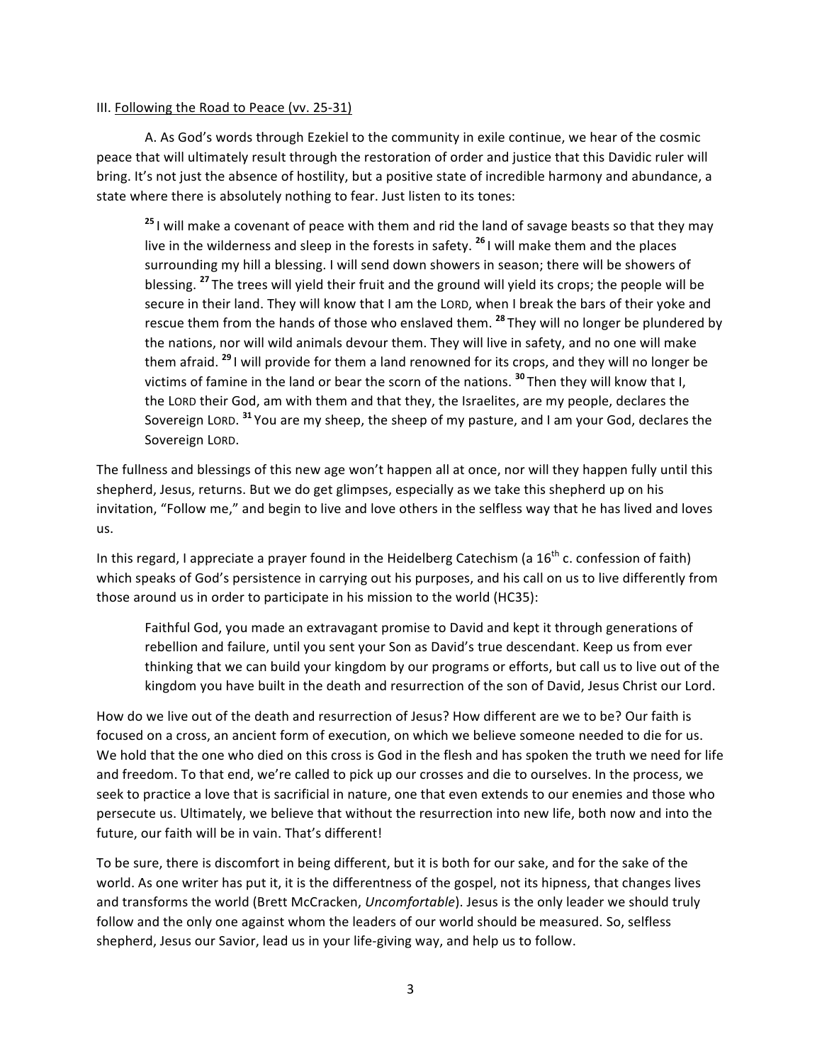III. <u>Following the Road to Peace (vv. 25-31)</u>

A. As God's words through Ezekiel to the community in exile continue, we hear of the cosmic peace that will ultimately result through the restoration of order and justice that this Davidic ruler will bring. It's not just the absence of hostility, but a positive state of incredible harmony and abundance, a state where there is absolutely nothing to fear. Just listen to its tones:

> **25** I will make a covenant of peace with them and rid the land of savage beasts so that they may live in the wilderness and sleep in the forests in safety. **26** I will make them and the places surrounding my hill a blessing. I will send down showers in season; there will be showers of blessing. **27** The trees will yield their fruit and the ground will yield its crops; the people will be secure in their land. They will know that I am the LORD, when I break the bars of their yoke and rescue them from the hands of those who enslaved them. **28** They will no longer be plundered by the nations, nor will wild animals devour them. They will live in safety, and no one will make them afraid. **29** I will provide for them a land renowned for its crops, and they will no longer be victims of famine in the land or bear the scorn of the nations. **30** Then they will know that I, the LORD their God, am with them and that they, the Israelites, are my people, declares the Sovereign LORD. **31** You are my sheep, the sheep of my pasture, and I am your God, declares the Sovereign LORD.

The fullness and blessings of this new age won't happen all at once, nor will they happen fully until this shepherd, Jesus, returns. But we do get glimpses, especially as we take this shepherd up on his invitation, "Follow me," and begin to live and love others in the selfless way that he has lived and loves us.

In this regard, I appreciate a prayer found in the Heidelberg Catechism (a 16th c. confession of faith) which speaks of God's persistence in carrying out his purposes, and his call on us to live differently from those around us in order to participate in his mission to the world (HC35):

> Faithful God, you made an extravagant promise to David and kept it through generations of rebellion and failure, until you sent your Son as David's true descendant. Keep us from ever thinking that we can build your kingdom by our programs or efforts, but call us to live out of the kingdom you have built in the death and resurrection of the son of David, Jesus Christ our Lord.

How do we live out of the death and resurrection of Jesus? How different are we to be? Our faith is focused on a cross, an ancient form of execution, on which we believe someone needed to die for us. We hold that the one who died on this cross is God in the flesh and has spoken the truth we need for life and freedom. To that end, we're called to pick up our crosses and die to ourselves. In the process, we seek to practice a love that is sacrificial in nature, one that even extends to our enemies and those who persecute us. Ultimately, we believe that without the resurrection into new life, both now and into the future, our faith will be in vain. That's different!

To be sure, there is discomfort in being different, but it is both for our sake, and for the sake of the world. As one writer has put it, it is the differentness of the gospel, not its hipness, that changes lives and transforms the world (Brett McCracken, *Uncomfortable*). Jesus is the only leader we should truly follow and the only one against whom the leaders of our world should be measured. So, selfless shepherd, Jesus our Savior, lead us in your life-giving way, and help us to follow.